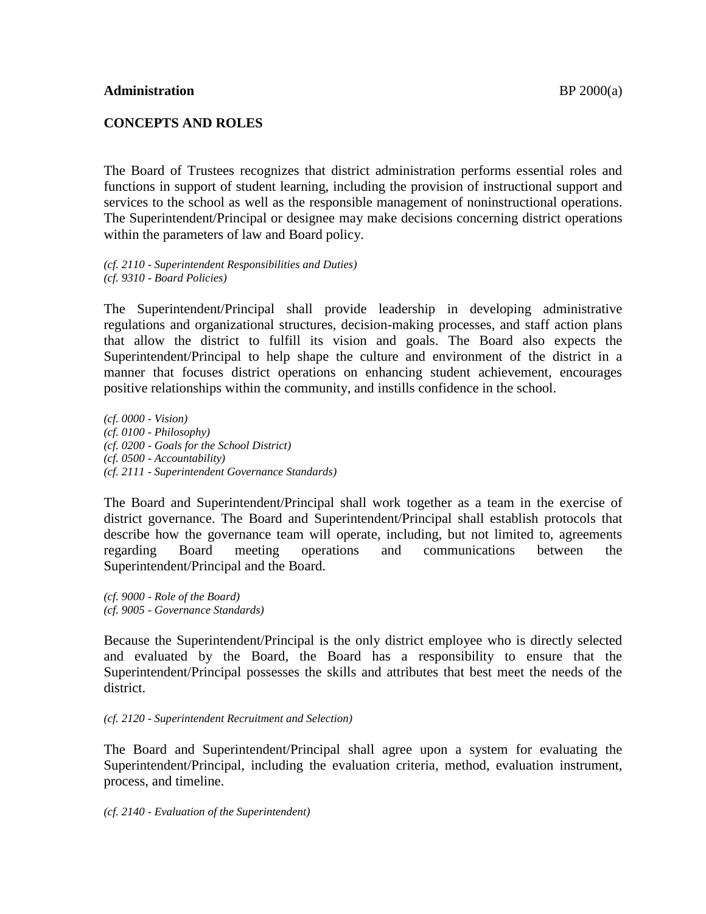**Administration** BP 2000(a)

## CONCEPTS AND ROLES

The Board of Trustees recognizes that district administration performs essential roles and functions in support of student learning, including the provision of instructional support and services to the school as well as the responsible management of noninstructional operations. The Superintendent/Principal or designee may make decisions concerning district operations within the parameters of law and Board policy.

*(cf. 2110 - Superintendent Responsibilities and Duties)*
*(cf. 9310 - Board Policies)*

The Superintendent/Principal shall provide leadership in developing administrative regulations and organizational structures, decision-making processes, and staff action plans that allow the district to fulfill its vision and goals. The Board also expects the Superintendent/Principal to help shape the culture and environment of the district in a manner that focuses district operations on enhancing student achievement, encourages positive relationships within the community, and instills confidence in the school.

*(cf. 0000 - Vision)*
*(cf. 0100 - Philosophy)*
*(cf. 0200 - Goals for the School District)*
*(cf. 0500 - Accountability)*
*(cf. 2111 - Superintendent Governance Standards)*

The Board and Superintendent/Principal shall work together as a team in the exercise of district governance. The Board and Superintendent/Principal shall establish protocols that describe how the governance team will operate, including, but not limited to, agreements regarding Board meeting operations and communications between the Superintendent/Principal and the Board.

*(cf. 9000 - Role of the Board)*
*(cf. 9005 - Governance Standards)*

Because the Superintendent/Principal is the only district employee who is directly selected and evaluated by the Board, the Board has a responsibility to ensure that the Superintendent/Principal possesses the skills and attributes that best meet the needs of the district.

*(cf. 2120 - Superintendent Recruitment and Selection)*

The Board and Superintendent/Principal shall agree upon a system for evaluating the Superintendent/Principal, including the evaluation criteria, method, evaluation instrument, process, and timeline.

*(cf. 2140 - Evaluation of the Superintendent)*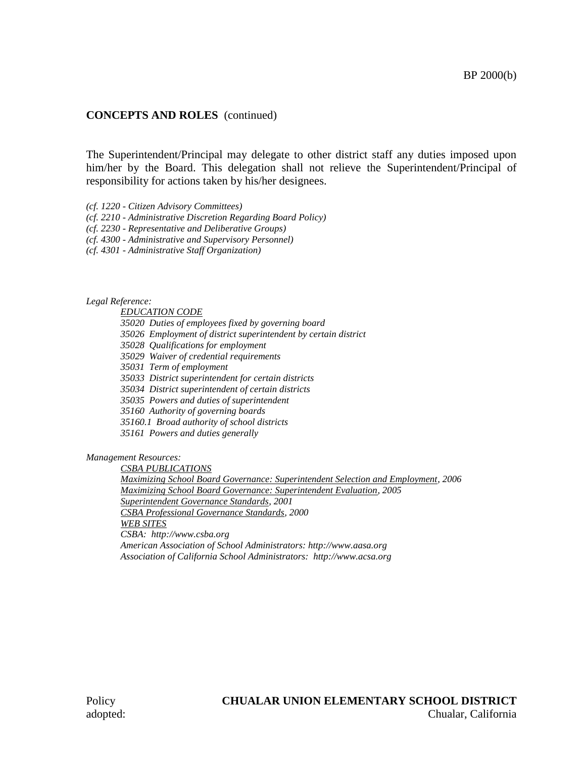**CONCEPTS AND ROLES** (continued)

The Superintendent/Principal may delegate to other district staff any duties imposed upon him/her by the Board. This delegation shall not relieve the Superintendent/Principal of responsibility for actions taken by his/her designees.

*(cf. 1220 - Citizen Advisory Committees)*
*(cf. 2210 - Administrative Discretion Regarding Board Policy)*
*(cf. 2230 - Representative and Deliberative Groups)*
*(cf. 4300 - Administrative and Supervisory Personnel)*
*(cf. 4301 - Administrative Staff Organization)*

*Legal Reference:*

*EDUCATION CODE*
*35020 Duties of employees fixed by governing board*
*35026 Employment of district superintendent by certain district*
*35028 Qualifications for employment*
*35029 Waiver of credential requirements*
*35031 Term of employment*
*35033 District superintendent for certain districts*
*35034 District superintendent of certain districts*
*35035 Powers and duties of superintendent*
*35160 Authority of governing boards*
*35160.1 Broad authority of school districts*
*35161 Powers and duties generally*

*Management Resources:*

*CSBA PUBLICATIONS*
*Maximizing School Board Governance: Superintendent Selection and Employment, 2006*
*Maximizing School Board Governance: Superintendent Evaluation, 2005*
*Superintendent Governance Standards, 2001*
*CSBA Professional Governance Standards, 2000*
*WEB SITES*
*CSBA: http://www.csba.org*
*American Association of School Administrators: http://www.aasa.org*
*Association of California School Administrators: http://www.acsa.org*

Policy adopted:

**CHUALAR UNION ELEMENTARY SCHOOL DISTRICT**
Chualar, California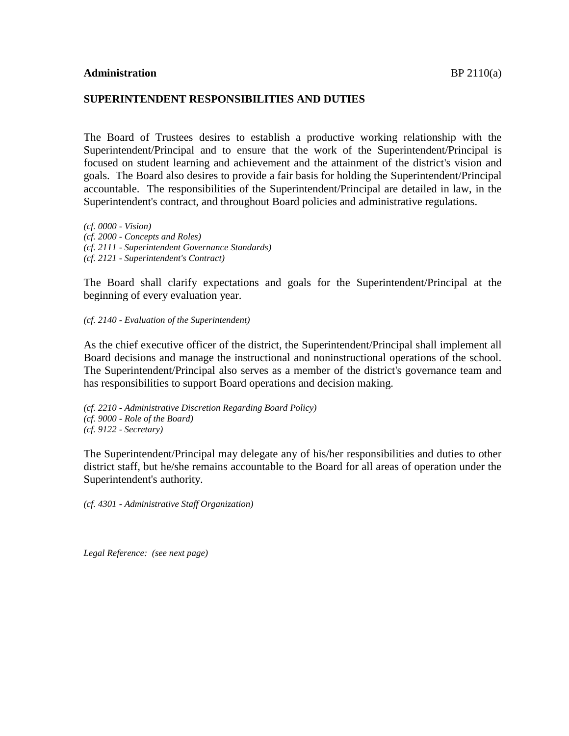**Administration**

## SUPERINTENDENT RESPONSIBILITIES AND DUTIES

The Board of Trustees desires to establish a productive working relationship with the Superintendent/Principal and to ensure that the work of the Superintendent/Principal is focused on student learning and achievement and the attainment of the district's vision and goals. The Board also desires to provide a fair basis for holding the Superintendent/Principal accountable. The responsibilities of the Superintendent/Principal are detailed in law, in the Superintendent's contract, and throughout Board policies and administrative regulations.

*(cf. 0000 - Vision)*
*(cf. 2000 - Concepts and Roles)*
*(cf. 2111 - Superintendent Governance Standards)*
*(cf. 2121 - Superintendent's Contract)*

The Board shall clarify expectations and goals for the Superintendent/Principal at the beginning of every evaluation year.

*(cf. 2140 - Evaluation of the Superintendent)*

As the chief executive officer of the district, the Superintendent/Principal shall implement all Board decisions and manage the instructional and noninstructional operations of the school. The Superintendent/Principal also serves as a member of the district's governance team and has responsibilities to support Board operations and decision making.

*(cf. 2210 - Administrative Discretion Regarding Board Policy)*
*(cf. 9000 - Role of the Board)*
*(cf. 9122 - Secretary)*

The Superintendent/Principal may delegate any of his/her responsibilities and duties to other district staff, but he/she remains accountable to the Board for all areas of operation under the Superintendent's authority.

*(cf. 4301 - Administrative Staff Organization)*

*Legal Reference: (see next page)*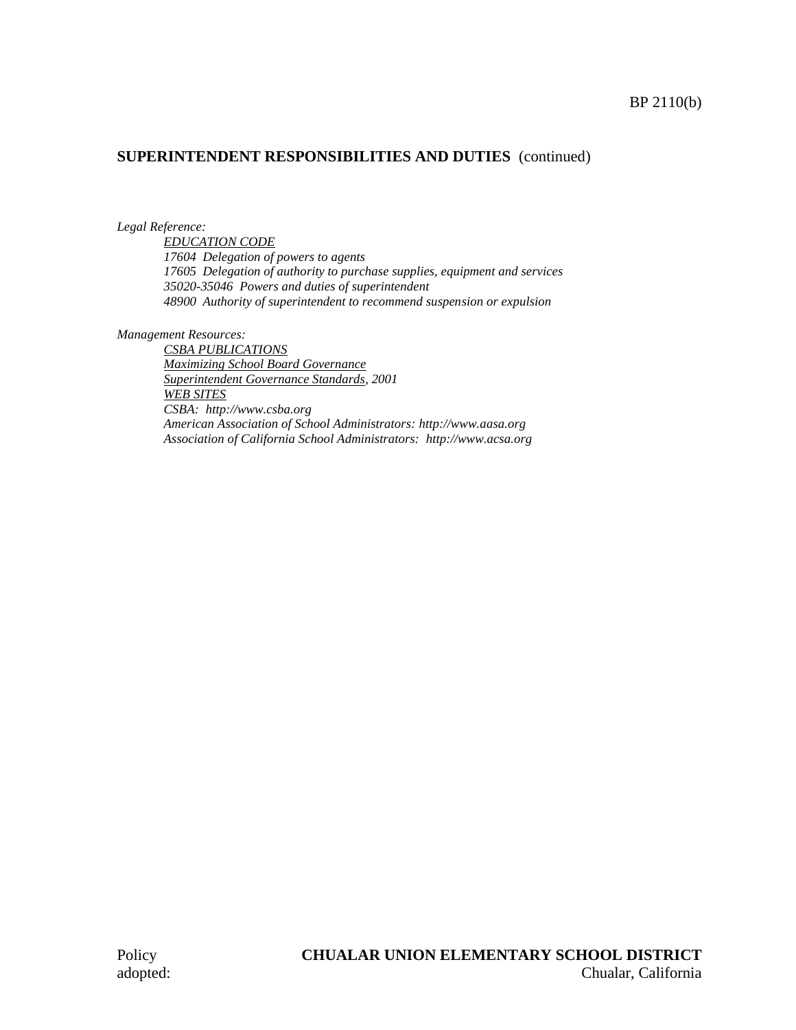## SUPERINTENDENT RESPONSIBILITIES AND DUTIES (continued)

*Legal Reference:*

*EDUCATION CODE*
*17604 Delegation of powers to agents*
*17605 Delegation of authority to purchase supplies, equipment and services*
*35020-35046 Powers and duties of superintendent*
*48900 Authority of superintendent to recommend suspension or expulsion*

*Management Resources:*

*CSBA PUBLICATIONS*
*Maximizing School Board Governance*
*Superintendent Governance Standards, 2001*
*WEB SITES*
*CSBA: http://www.csba.org*
*American Association of School Administrators: http://www.aasa.org*
*Association of California School Administrators: http://www.acsa.org*

Policy adopted:

**CHUALAR UNION ELEMENTARY SCHOOL DISTRICT**
Chualar, California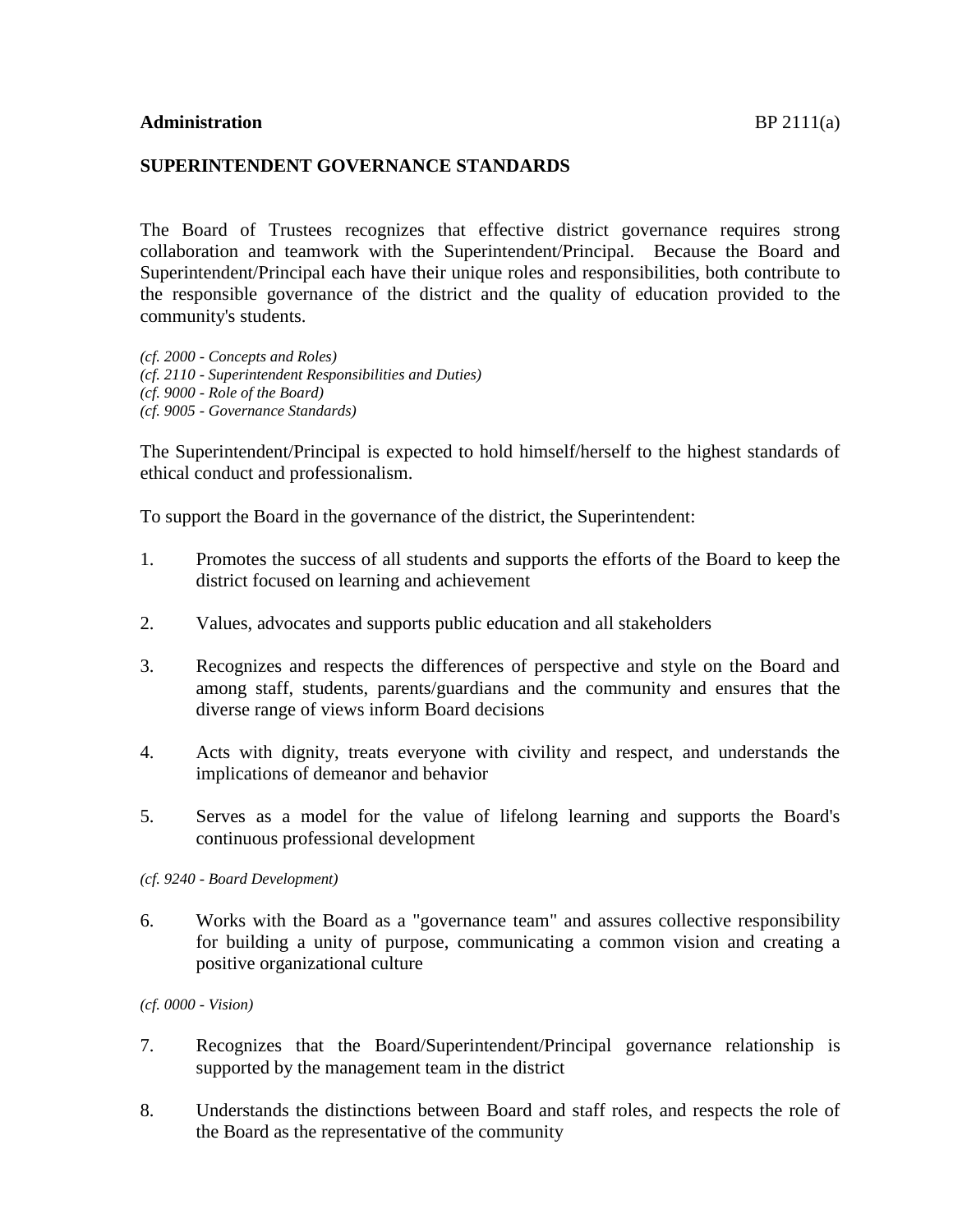**Administration** BP 2111(a)

**SUPERINTENDENT GOVERNANCE STANDARDS**

The Board of Trustees recognizes that effective district governance requires strong collaboration and teamwork with the Superintendent/Principal. Because the Board and Superintendent/Principal each have their unique roles and responsibilities, both contribute to the responsible governance of the district and the quality of education provided to the community's students.

*(cf. 2000 - Concepts and Roles)*
*(cf. 2110 - Superintendent Responsibilities and Duties)*
*(cf. 9000 - Role of the Board)*
*(cf. 9005 - Governance Standards)*

The Superintendent/Principal is expected to hold himself/herself to the highest standards of ethical conduct and professionalism.

To support the Board in the governance of the district, the Superintendent:

1. Promotes the success of all students and supports the efforts of the Board to keep the district focused on learning and achievement

2. Values, advocates and supports public education and all stakeholders

3. Recognizes and respects the differences of perspective and style on the Board and among staff, students, parents/guardians and the community and ensures that the diverse range of views inform Board decisions

4. Acts with dignity, treats everyone with civility and respect, and understands the implications of demeanor and behavior

5. Serves as a model for the value of lifelong learning and supports the Board's continuous professional development

*(cf. 9240 - Board Development)*

6. Works with the Board as a "governance team" and assures collective responsibility for building a unity of purpose, communicating a common vision and creating a positive organizational culture

*(cf. 0000 - Vision)*

7. Recognizes that the Board/Superintendent/Principal governance relationship is supported by the management team in the district

8. Understands the distinctions between Board and staff roles, and respects the role of the Board as the representative of the community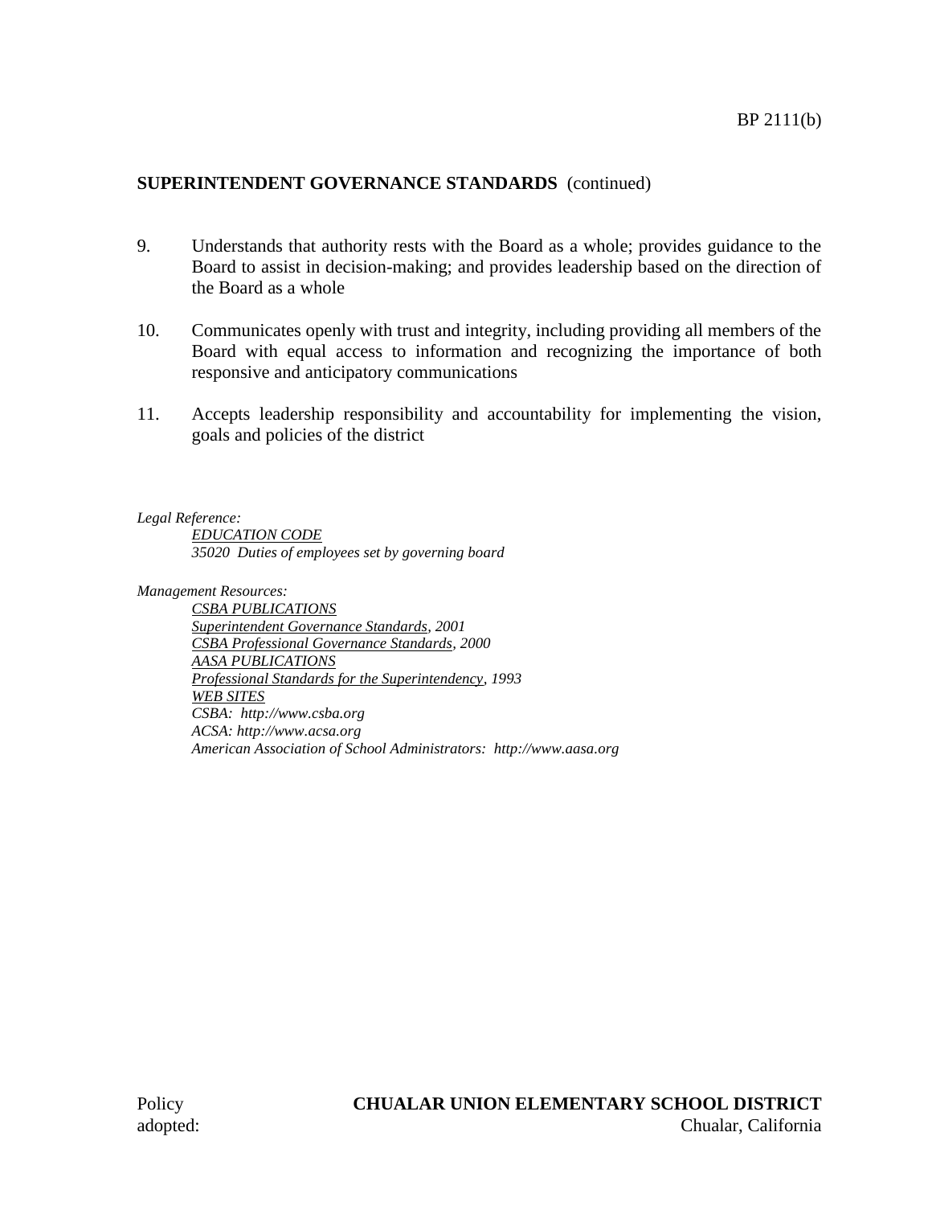**SUPERINTENDENT GOVERNANCE STANDARDS** (continued)

9. Understands that authority rests with the Board as a whole; provides guidance to the Board to assist in decision-making; and provides leadership based on the direction of the Board as a whole

10. Communicates openly with trust and integrity, including providing all members of the Board with equal access to information and recognizing the importance of both responsive and anticipatory communications

11. Accepts leadership responsibility and accountability for implementing the vision, goals and policies of the district

*Legal Reference:*

*EDUCATION CODE*
*35020 Duties of employees set by governing board*

*Management Resources:*

*CSBA PUBLICATIONS*
*Superintendent Governance Standards, 2001*
*CSBA Professional Governance Standards, 2000*
*AASA PUBLICATIONS*
*Professional Standards for the Superintendency, 1993*
*WEB SITES*
*CSBA: http://www.csba.org*
*ACSA: http://www.acsa.org*
*American Association of School Administrators: http://www.aasa.org*

Policy adopted:

**CHUALAR UNION ELEMENTARY SCHOOL DISTRICT**
Chualar, California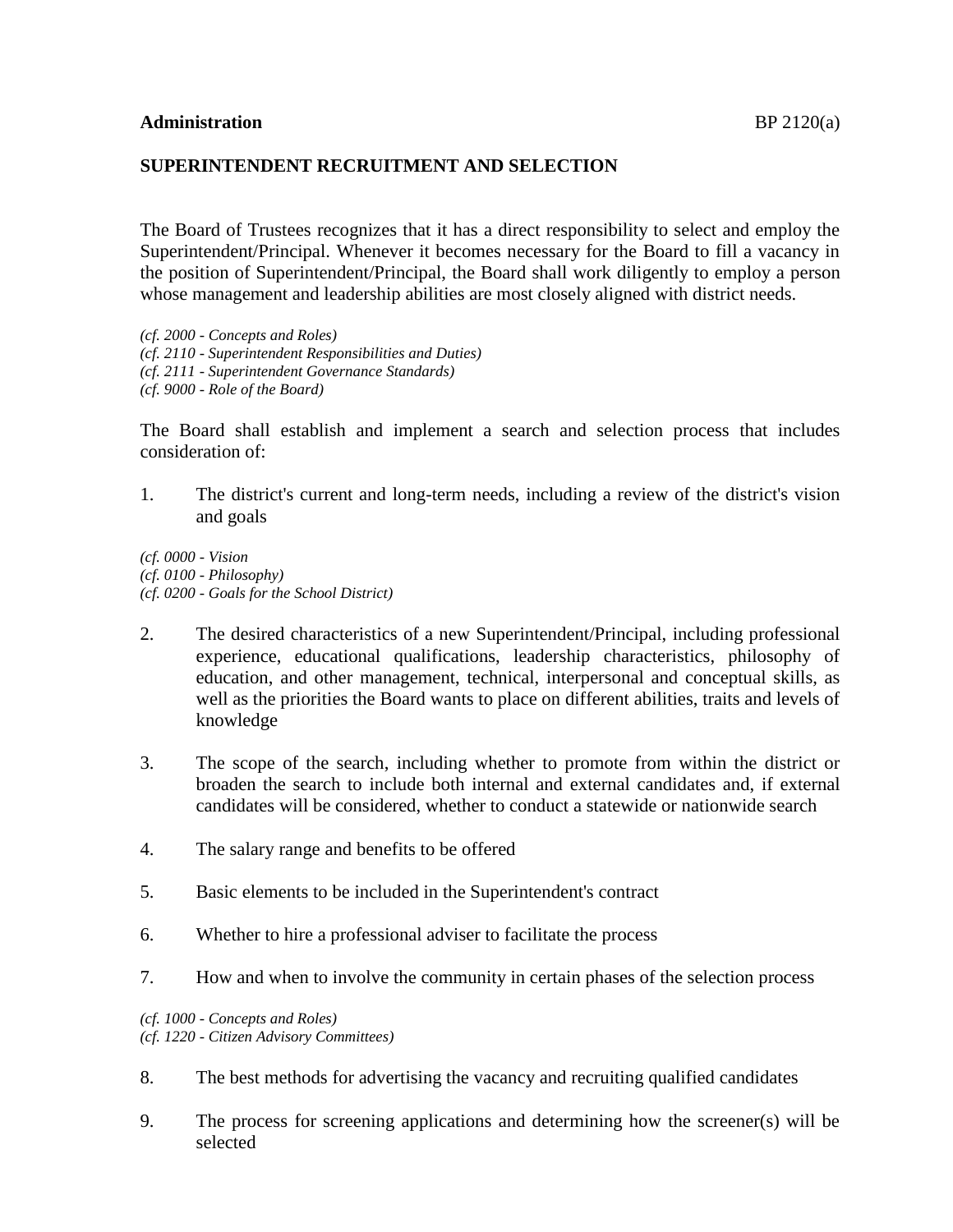**Administration** BP 2120(a)

## SUPERINTENDENT RECRUITMENT AND SELECTION

The Board of Trustees recognizes that it has a direct responsibility to select and employ the Superintendent/Principal. Whenever it becomes necessary for the Board to fill a vacancy in the position of Superintendent/Principal, the Board shall work diligently to employ a person whose management and leadership abilities are most closely aligned with district needs.

*(cf. 2000 - Concepts and Roles)*
*(cf. 2110 - Superintendent Responsibilities and Duties)*
*(cf. 2111 - Superintendent Governance Standards)*
*(cf. 9000 - Role of the Board)*

The Board shall establish and implement a search and selection process that includes consideration of:

1. The district's current and long-term needs, including a review of the district's vision and goals

*(cf. 0000 - Vision*
*(cf. 0100 - Philosophy)*
*(cf. 0200 - Goals for the School District)*

2. The desired characteristics of a new Superintendent/Principal, including professional experience, educational qualifications, leadership characteristics, philosophy of education, and other management, technical, interpersonal and conceptual skills, as well as the priorities the Board wants to place on different abilities, traits and levels of knowledge

3. The scope of the search, including whether to promote from within the district or broaden the search to include both internal and external candidates and, if external candidates will be considered, whether to conduct a statewide or nationwide search

4. The salary range and benefits to be offered

5. Basic elements to be included in the Superintendent's contract

6. Whether to hire a professional adviser to facilitate the process

7. How and when to involve the community in certain phases of the selection process

*(cf. 1000 - Concepts and Roles)*
*(cf. 1220 - Citizen Advisory Committees)*

8. The best methods for advertising the vacancy and recruiting qualified candidates

9. The process for screening applications and determining how the screener(s) will be selected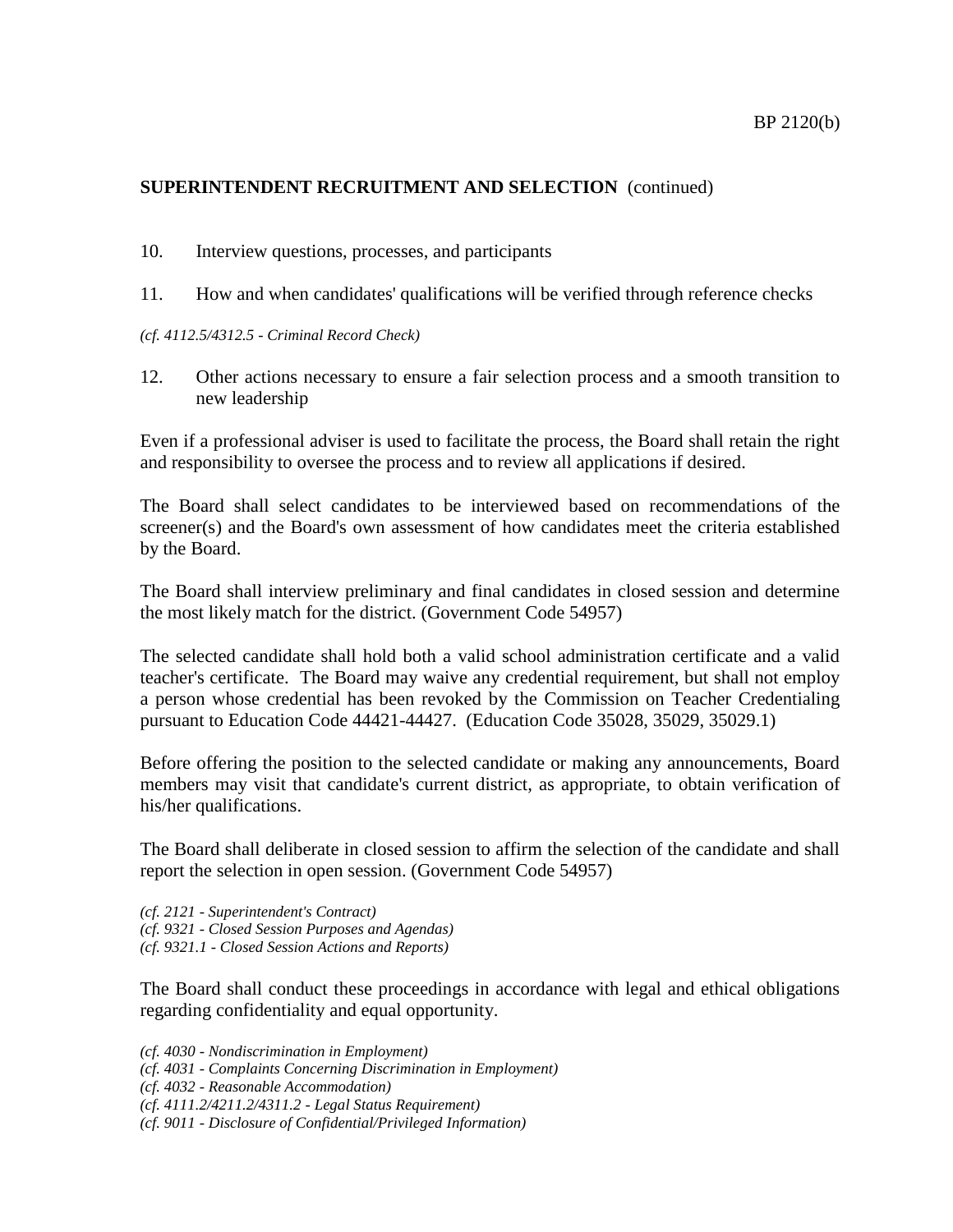**SUPERINTENDENT RECRUITMENT AND SELECTION** (continued)

10. Interview questions, processes, and participants

11. How and when candidates' qualifications will be verified through reference checks

*(cf. 4112.5/4312.5 - Criminal Record Check)*

12. Other actions necessary to ensure a fair selection process and a smooth transition to new leadership

Even if a professional adviser is used to facilitate the process, the Board shall retain the right and responsibility to oversee the process and to review all applications if desired.

The Board shall select candidates to be interviewed based on recommendations of the screener(s) and the Board's own assessment of how candidates meet the criteria established by the Board.

The Board shall interview preliminary and final candidates in closed session and determine the most likely match for the district. (Government Code 54957)

The selected candidate shall hold both a valid school administration certificate and a valid teacher's certificate. The Board may waive any credential requirement, but shall not employ a person whose credential has been revoked by the Commission on Teacher Credentialing pursuant to Education Code 44421-44427. (Education Code 35028, 35029, 35029.1)

Before offering the position to the selected candidate or making any announcements, Board members may visit that candidate's current district, as appropriate, to obtain verification of his/her qualifications.

The Board shall deliberate in closed session to affirm the selection of the candidate and shall report the selection in open session. (Government Code 54957)

*(cf. 2121 - Superintendent's Contract)*
*(cf. 9321 - Closed Session Purposes and Agendas)*
*(cf. 9321.1 - Closed Session Actions and Reports)*

The Board shall conduct these proceedings in accordance with legal and ethical obligations regarding confidentiality and equal opportunity.

*(cf. 4030 - Nondiscrimination in Employment)*
*(cf. 4031 - Complaints Concerning Discrimination in Employment)*
*(cf. 4032 - Reasonable Accommodation)*
*(cf. 4111.2/4211.2/4311.2 - Legal Status Requirement)*
*(cf. 9011 - Disclosure of Confidential/Privileged Information)*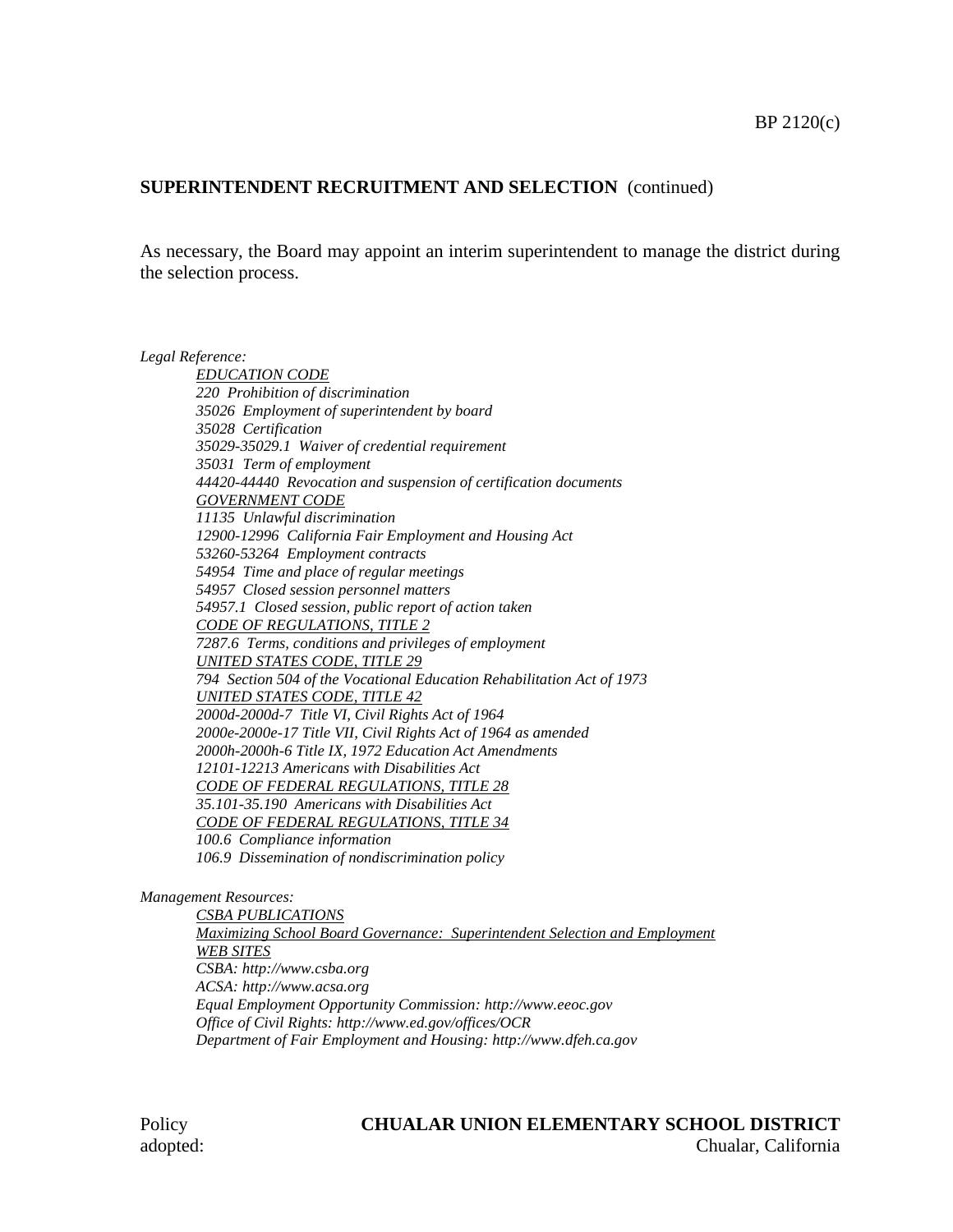**SUPERINTENDENT RECRUITMENT AND SELECTION** (continued)

As necessary, the Board may appoint an interim superintendent to manage the district during the selection process.

*Legal Reference:*

*EDUCATION CODE*
*220 Prohibition of discrimination*
*35026 Employment of superintendent by board*
*35028 Certification*
*35029-35029.1 Waiver of credential requirement*
*35031 Term of employment*
*44420-44440 Revocation and suspension of certification documents*
*GOVERNMENT CODE*
*11135 Unlawful discrimination*
*12900-12996 California Fair Employment and Housing Act*
*53260-53264 Employment contracts*
*54954 Time and place of regular meetings*
*54957 Closed session personnel matters*
*54957.1 Closed session, public report of action taken*
*CODE OF REGULATIONS, TITLE 2*
*7287.6 Terms, conditions and privileges of employment*
*UNITED STATES CODE, TITLE 29*
*794 Section 504 of the Vocational Education Rehabilitation Act of 1973*
*UNITED STATES CODE, TITLE 42*
*2000d-2000d-7 Title VI, Civil Rights Act of 1964*
*2000e-2000e-17 Title VII, Civil Rights Act of 1964 as amended*
*2000h-2000h-6 Title IX, 1972 Education Act Amendments*
*12101-12213 Americans with Disabilities Act*
*CODE OF FEDERAL REGULATIONS, TITLE 28*
*35.101-35.190 Americans with Disabilities Act*
*CODE OF FEDERAL REGULATIONS, TITLE 34*
*100.6 Compliance information*
*106.9 Dissemination of nondiscrimination policy*

*Management Resources:*

*CSBA PUBLICATIONS*
*Maximizing School Board Governance: Superintendent Selection and Employment*
*WEB SITES*
*CSBA: http://www.csba.org*
*ACSA: http://www.acsa.org*
*Equal Employment Opportunity Commission: http://www.eeoc.gov*
*Office of Civil Rights: http://www.ed.gov/offices/OCR*
*Department of Fair Employment and Housing: http://www.dfeh.ca.gov*

Policy adopted:

**CHUALAR UNION ELEMENTARY SCHOOL DISTRICT**
Chualar, California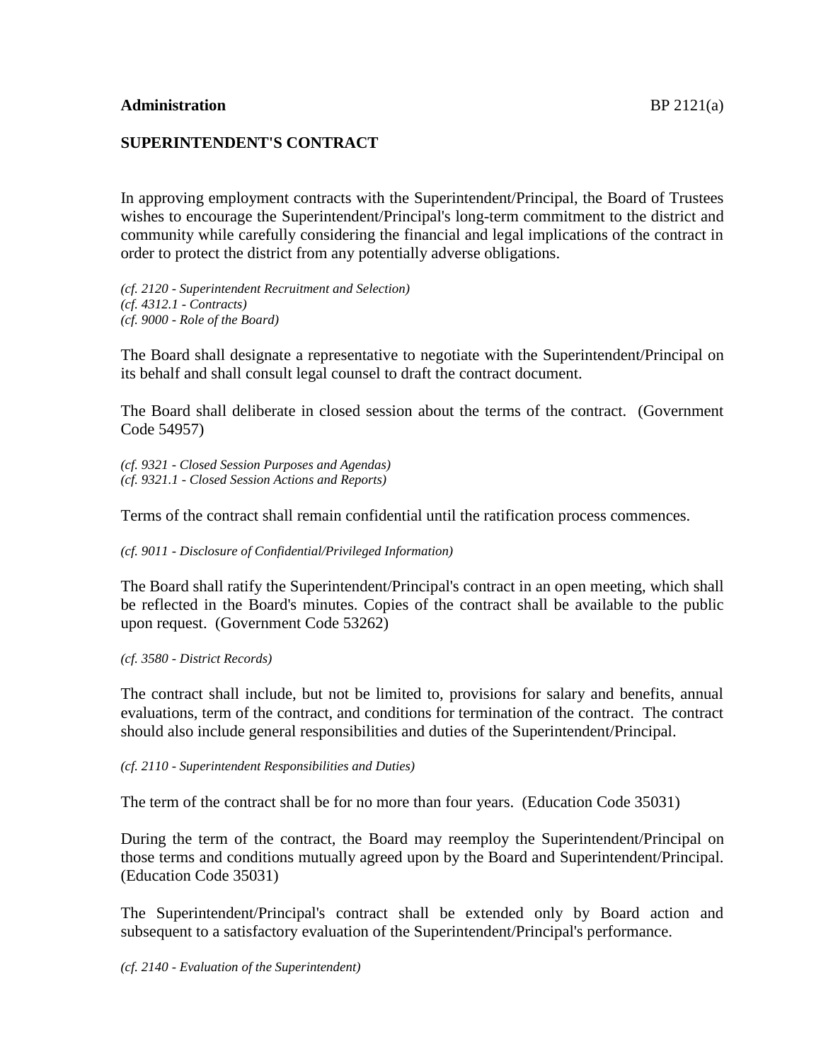**Administration** BP 2121(a)

**SUPERINTENDENT'S CONTRACT**

In approving employment contracts with the Superintendent/Principal, the Board of Trustees wishes to encourage the Superintendent/Principal's long-term commitment to the district and community while carefully considering the financial and legal implications of the contract in order to protect the district from any potentially adverse obligations.

*(cf. 2120 - Superintendent Recruitment and Selection)*
*(cf. 4312.1 - Contracts)*
*(cf. 9000 - Role of the Board)*

The Board shall designate a representative to negotiate with the Superintendent/Principal on its behalf and shall consult legal counsel to draft the contract document.

The Board shall deliberate in closed session about the terms of the contract. (Government Code 54957)

*(cf. 9321 - Closed Session Purposes and Agendas)*
*(cf. 9321.1 - Closed Session Actions and Reports)*

Terms of the contract shall remain confidential until the ratification process commences.

*(cf. 9011 - Disclosure of Confidential/Privileged Information)*

The Board shall ratify the Superintendent/Principal's contract in an open meeting, which shall be reflected in the Board's minutes. Copies of the contract shall be available to the public upon request. (Government Code 53262)

*(cf. 3580 - District Records)*

The contract shall include, but not be limited to, provisions for salary and benefits, annual evaluations, term of the contract, and conditions for termination of the contract. The contract should also include general responsibilities and duties of the Superintendent/Principal.

*(cf. 2110 - Superintendent Responsibilities and Duties)*

The term of the contract shall be for no more than four years. (Education Code 35031)

During the term of the contract, the Board may reemploy the Superintendent/Principal on those terms and conditions mutually agreed upon by the Board and Superintendent/Principal. (Education Code 35031)

The Superintendent/Principal's contract shall be extended only by Board action and subsequent to a satisfactory evaluation of the Superintendent/Principal's performance.

*(cf. 2140 - Evaluation of the Superintendent)*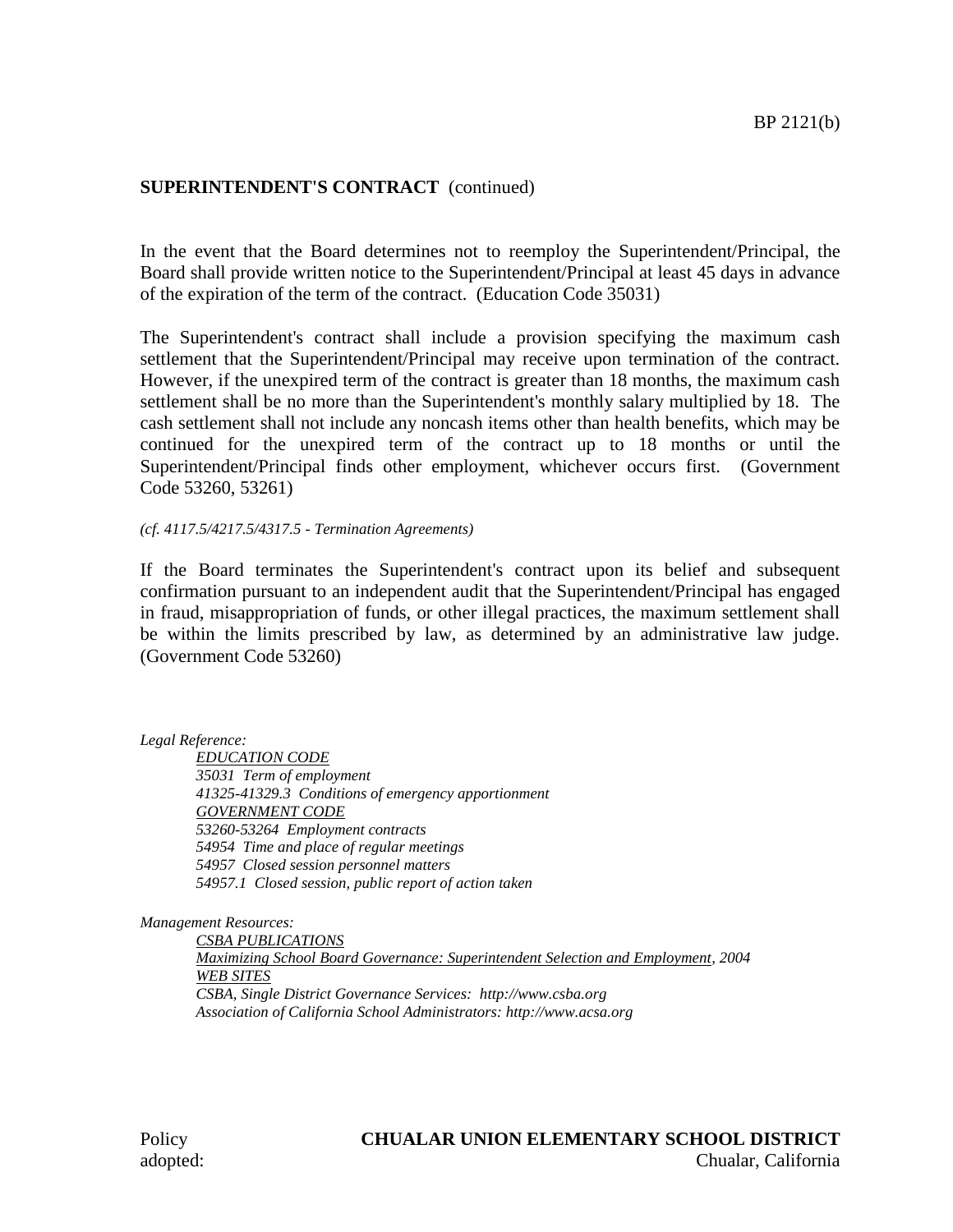**SUPERINTENDENT'S CONTRACT** (continued)

In the event that the Board determines not to reemploy the Superintendent/Principal, the Board shall provide written notice to the Superintendent/Principal at least 45 days in advance of the expiration of the term of the contract. (Education Code 35031)

The Superintendent's contract shall include a provision specifying the maximum cash settlement that the Superintendent/Principal may receive upon termination of the contract. However, if the unexpired term of the contract is greater than 18 months, the maximum cash settlement shall be no more than the Superintendent's monthly salary multiplied by 18. The cash settlement shall not include any noncash items other than health benefits, which may be continued for the unexpired term of the contract up to 18 months or until the Superintendent/Principal finds other employment, whichever occurs first. (Government Code 53260, 53261)

*(cf. 4117.5/4217.5/4317.5 - Termination Agreements)*

If the Board terminates the Superintendent's contract upon its belief and subsequent confirmation pursuant to an independent audit that the Superintendent/Principal has engaged in fraud, misappropriation of funds, or other illegal practices, the maximum settlement shall be within the limits prescribed by law, as determined by an administrative law judge. (Government Code 53260)

*Legal Reference:*

*EDUCATION CODE*
*35031 Term of employment*
*41325-41329.3 Conditions of emergency apportionment*
*GOVERNMENT CODE*
*53260-53264 Employment contracts*
*54954 Time and place of regular meetings*
*54957 Closed session personnel matters*
*54957.1 Closed session, public report of action taken*

*Management Resources:*

*CSBA PUBLICATIONS*
*Maximizing School Board Governance: Superintendent Selection and Employment, 2004*
*WEB SITES*
*CSBA, Single District Governance Services: http://www.csba.org*
*Association of California School Administrators: http://www.acsa.org*

Policy adopted:

**CHUALAR UNION ELEMENTARY SCHOOL DISTRICT**
Chualar, California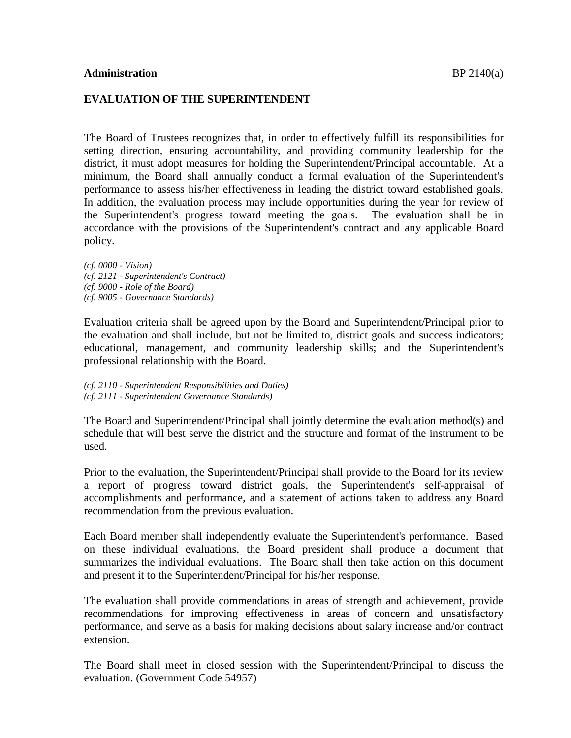**Administration** BP 2140(a)

**EVALUATION OF THE SUPERINTENDENT**

The Board of Trustees recognizes that, in order to effectively fulfill its responsibilities for setting direction, ensuring accountability, and providing community leadership for the district, it must adopt measures for holding the Superintendent/Principal accountable. At a minimum, the Board shall annually conduct a formal evaluation of the Superintendent's performance to assess his/her effectiveness in leading the district toward established goals. In addition, the evaluation process may include opportunities during the year for review of the Superintendent's progress toward meeting the goals. The evaluation shall be in accordance with the provisions of the Superintendent's contract and any applicable Board policy.

*(cf. 0000 - Vision)*
*(cf. 2121 - Superintendent's Contract)*
*(cf. 9000 - Role of the Board)*
*(cf. 9005 - Governance Standards)*

Evaluation criteria shall be agreed upon by the Board and Superintendent/Principal prior to the evaluation and shall include, but not be limited to, district goals and success indicators; educational, management, and community leadership skills; and the Superintendent's professional relationship with the Board.

*(cf. 2110 - Superintendent Responsibilities and Duties)*
*(cf. 2111 - Superintendent Governance Standards)*

The Board and Superintendent/Principal shall jointly determine the evaluation method(s) and schedule that will best serve the district and the structure and format of the instrument to be used.

Prior to the evaluation, the Superintendent/Principal shall provide to the Board for its review a report of progress toward district goals, the Superintendent's self-appraisal of accomplishments and performance, and a statement of actions taken to address any Board recommendation from the previous evaluation.

Each Board member shall independently evaluate the Superintendent's performance. Based on these individual evaluations, the Board president shall produce a document that summarizes the individual evaluations. The Board shall then take action on this document and present it to the Superintendent/Principal for his/her response.

The evaluation shall provide commendations in areas of strength and achievement, provide recommendations for improving effectiveness in areas of concern and unsatisfactory performance, and serve as a basis for making decisions about salary increase and/or contract extension.

The Board shall meet in closed session with the Superintendent/Principal to discuss the evaluation. (Government Code 54957)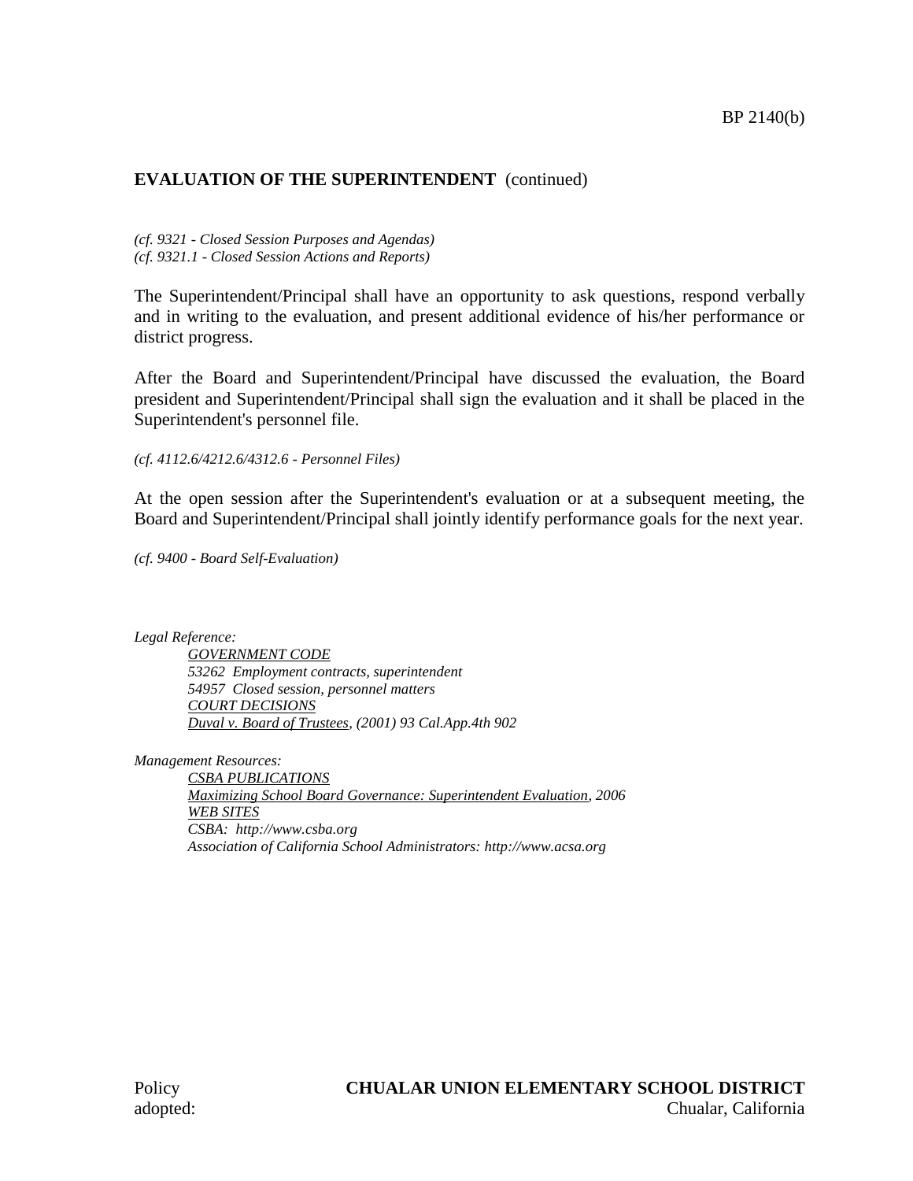**EVALUATION OF THE SUPERINTENDENT** (continued)

*(cf. 9321 - Closed Session Purposes and Agendas)*
*(cf. 9321.1 - Closed Session Actions and Reports)*

The Superintendent/Principal shall have an opportunity to ask questions, respond verbally and in writing to the evaluation, and present additional evidence of his/her performance or district progress.

After the Board and Superintendent/Principal have discussed the evaluation, the Board president and Superintendent/Principal shall sign the evaluation and it shall be placed in the Superintendent's personnel file.

*(cf. 4112.6/4212.6/4312.6 - Personnel Files)*

At the open session after the Superintendent's evaluation or at a subsequent meeting, the Board and Superintendent/Principal shall jointly identify performance goals for the next year.

*(cf. 9400 - Board Self-Evaluation)*

*Legal Reference:*

*GOVERNMENT CODE*
*53262 Employment contracts, superintendent*
*54957 Closed session, personnel matters*
*COURT DECISIONS*
*Duval v. Board of Trustees, (2001) 93 Cal.App.4th 902*

*Management Resources:*

*CSBA PUBLICATIONS*
*Maximizing School Board Governance: Superintendent Evaluation, 2006*
*WEB SITES*
*CSBA: http://www.csba.org*
*Association of California School Administrators: http://www.acsa.org*

Policy adopted:

**CHUALAR UNION ELEMENTARY SCHOOL DISTRICT**
Chualar, California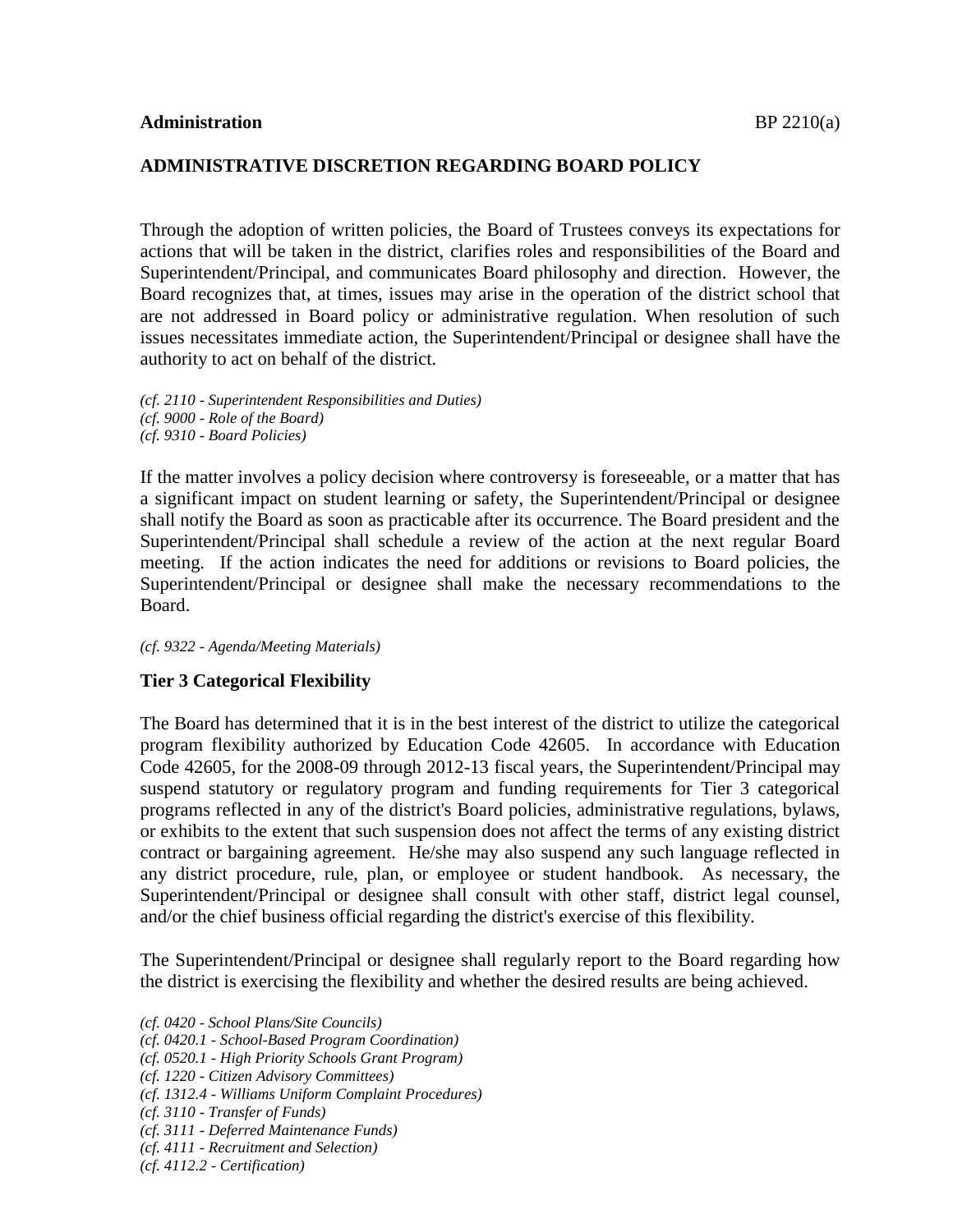**Administration** BP 2210(a)

## ADMINISTRATIVE DISCRETION REGARDING BOARD POLICY

Through the adoption of written policies, the Board of Trustees conveys its expectations for actions that will be taken in the district, clarifies roles and responsibilities of the Board and Superintendent/Principal, and communicates Board philosophy and direction. However, the Board recognizes that, at times, issues may arise in the operation of the district school that are not addressed in Board policy or administrative regulation. When resolution of such issues necessitates immediate action, the Superintendent/Principal or designee shall have the authority to act on behalf of the district.

*(cf. 2110 - Superintendent Responsibilities and Duties)*
*(cf. 9000 - Role of the Board)*
*(cf. 9310 - Board Policies)*

If the matter involves a policy decision where controversy is foreseeable, or a matter that has a significant impact on student learning or safety, the Superintendent/Principal or designee shall notify the Board as soon as practicable after its occurrence. The Board president and the Superintendent/Principal shall schedule a review of the action at the next regular Board meeting. If the action indicates the need for additions or revisions to Board policies, the Superintendent/Principal or designee shall make the necessary recommendations to the Board.

*(cf. 9322 - Agenda/Meeting Materials)*

### Tier 3 Categorical Flexibility

The Board has determined that it is in the best interest of the district to utilize the categorical program flexibility authorized by Education Code 42605. In accordance with Education Code 42605, for the 2008-09 through 2012-13 fiscal years, the Superintendent/Principal may suspend statutory or regulatory program and funding requirements for Tier 3 categorical programs reflected in any of the district's Board policies, administrative regulations, bylaws, or exhibits to the extent that such suspension does not affect the terms of any existing district contract or bargaining agreement. He/she may also suspend any such language reflected in any district procedure, rule, plan, or employee or student handbook. As necessary, the Superintendent/Principal or designee shall consult with other staff, district legal counsel, and/or the chief business official regarding the district's exercise of this flexibility.

The Superintendent/Principal or designee shall regularly report to the Board regarding how the district is exercising the flexibility and whether the desired results are being achieved.

*(cf. 0420 - School Plans/Site Councils)*
*(cf. 0420.1 - School-Based Program Coordination)*
*(cf. 0520.1 - High Priority Schools Grant Program)*
*(cf. 1220 - Citizen Advisory Committees)*
*(cf. 1312.4 - Williams Uniform Complaint Procedures)*
*(cf. 3110 - Transfer of Funds)*
*(cf. 3111 - Deferred Maintenance Funds)*
*(cf. 4111 - Recruitment and Selection)*
*(cf. 4112.2 - Certification)*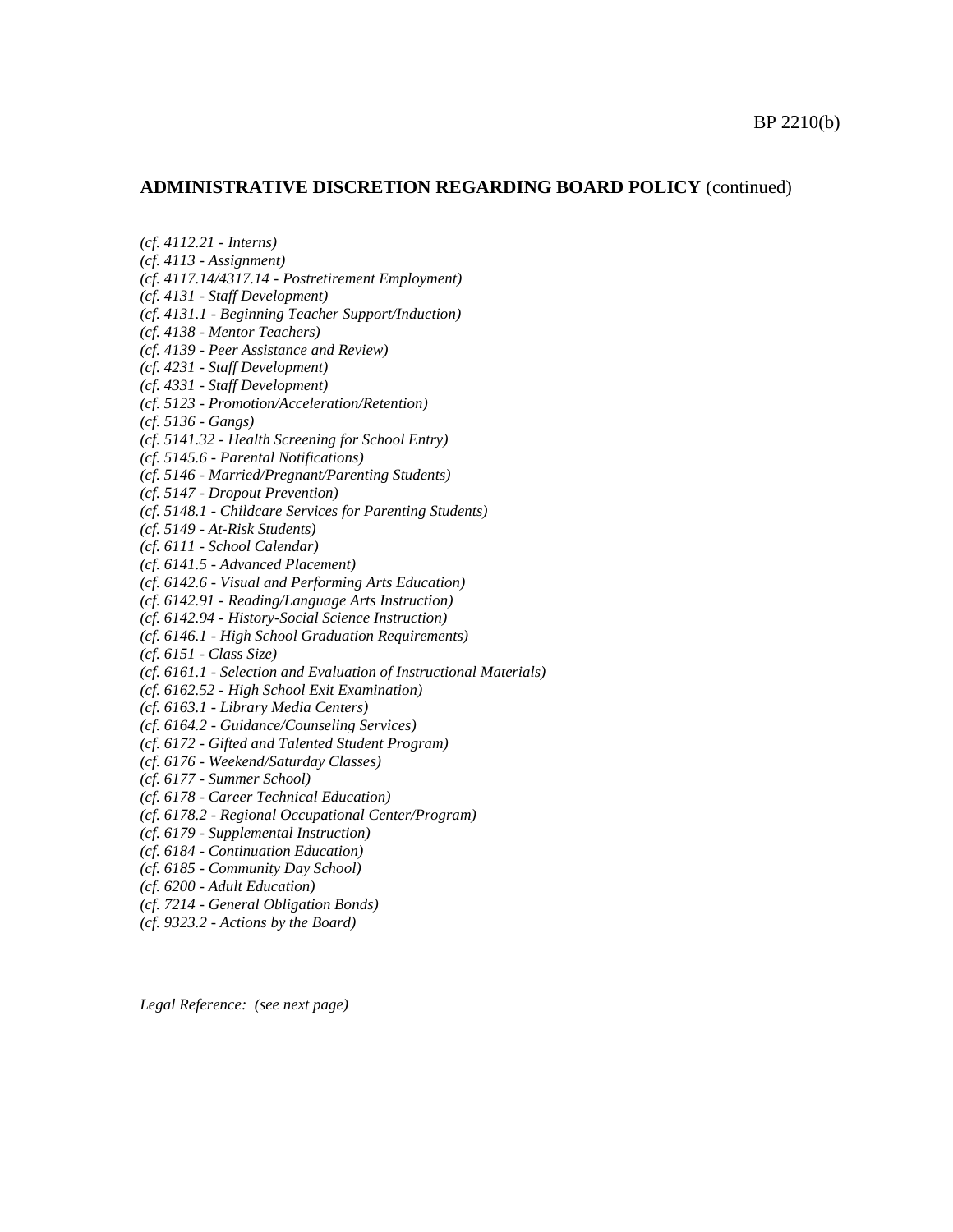**ADMINISTRATIVE DISCRETION REGARDING BOARD POLICY** (continued)

*(cf. 4112.21 - Interns)*
*(cf. 4113 - Assignment)*
*(cf. 4117.14/4317.14 - Postretirement Employment)*
*(cf. 4131 - Staff Development)*
*(cf. 4131.1 - Beginning Teacher Support/Induction)*
*(cf. 4138 - Mentor Teachers)*
*(cf. 4139 - Peer Assistance and Review)*
*(cf. 4231 - Staff Development)*
*(cf. 4331 - Staff Development)*
*(cf. 5123 - Promotion/Acceleration/Retention)*
*(cf. 5136 - Gangs)*
*(cf. 5141.32 - Health Screening for School Entry)*
*(cf. 5145.6 - Parental Notifications)*
*(cf. 5146 - Married/Pregnant/Parenting Students)*
*(cf. 5147 - Dropout Prevention)*
*(cf. 5148.1 - Childcare Services for Parenting Students)*
*(cf. 5149 - At-Risk Students)*
*(cf. 6111 - School Calendar)*
*(cf. 6141.5 - Advanced Placement)*
*(cf. 6142.6 - Visual and Performing Arts Education)*
*(cf. 6142.91 - Reading/Language Arts Instruction)*
*(cf. 6142.94 - History-Social Science Instruction)*
*(cf. 6146.1 - High School Graduation Requirements)*
*(cf. 6151 - Class Size)*
*(cf. 6161.1 - Selection and Evaluation of Instructional Materials)*
*(cf. 6162.52 - High School Exit Examination)*
*(cf. 6163.1 - Library Media Centers)*
*(cf. 6164.2 - Guidance/Counseling Services)*
*(cf. 6172 - Gifted and Talented Student Program)*
*(cf. 6176 - Weekend/Saturday Classes)*
*(cf. 6177 - Summer School)*
*(cf. 6178 - Career Technical Education)*
*(cf. 6178.2 - Regional Occupational Center/Program)*
*(cf. 6179 - Supplemental Instruction)*
*(cf. 6184 - Continuation Education)*
*(cf. 6185 - Community Day School)*
*(cf. 6200 - Adult Education)*
*(cf. 7214 - General Obligation Bonds)*
*(cf. 9323.2 - Actions by the Board)*

*Legal Reference: (see next page)*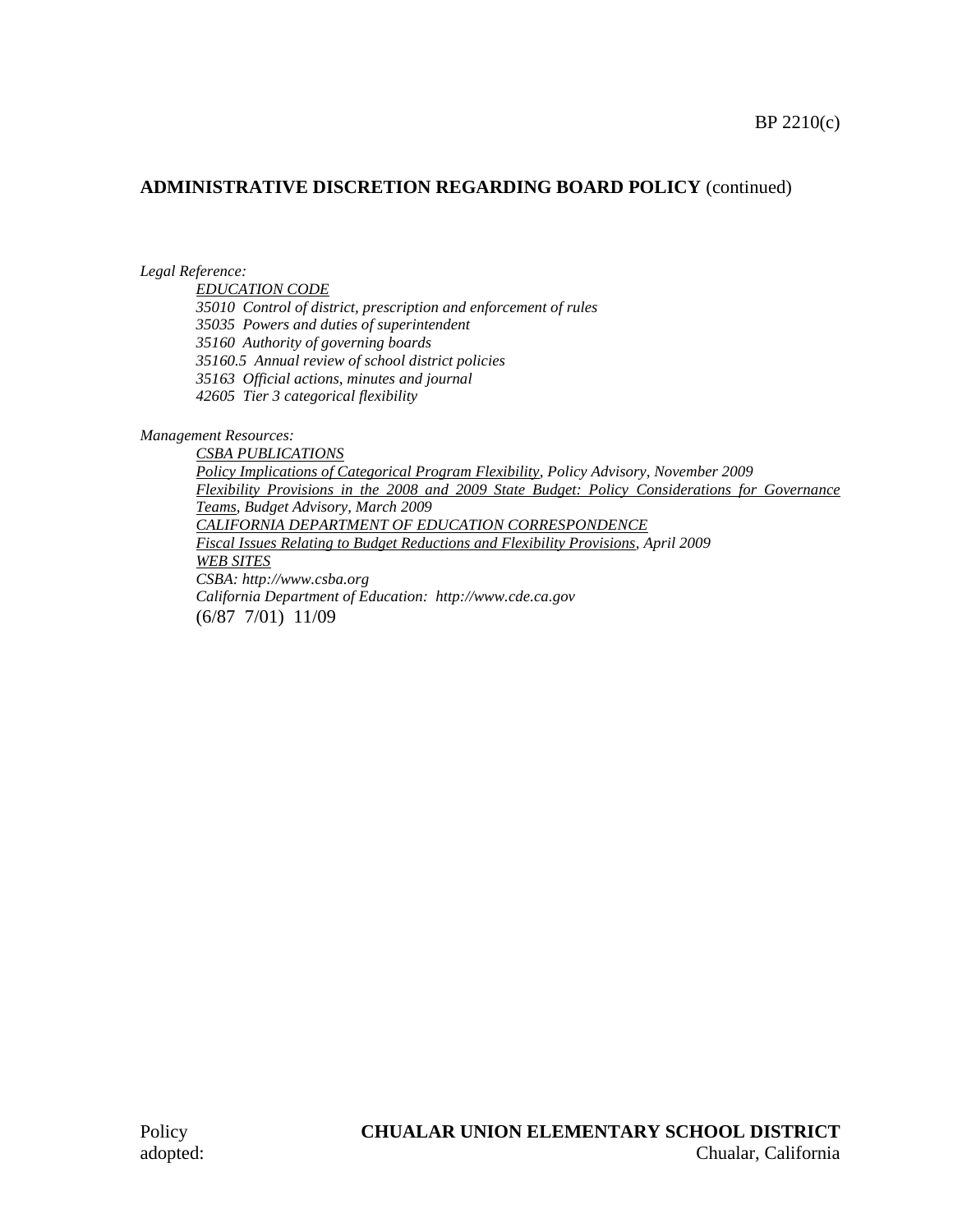BP 2210(c)

**ADMINISTRATIVE DISCRETION REGARDING BOARD POLICY** (continued)

*Legal Reference:*

*EDUCATION CODE*

*35010 Control of district, prescription and enforcement of rules*

*35035 Powers and duties of superintendent*

*35160 Authority of governing boards*

*35160.5 Annual review of school district policies*

*35163 Official actions, minutes and journal*

*42605 Tier 3 categorical flexibility*

*Management Resources:*

*CSBA PUBLICATIONS*

*Policy Implications of Categorical Program Flexibility, Policy Advisory, November 2009*

*Flexibility Provisions in the 2008 and 2009 State Budget: Policy Considerations for Governance Teams, Budget Advisory, March 2009*

*CALIFORNIA DEPARTMENT OF EDUCATION CORRESPONDENCE*

*Fiscal Issues Relating to Budget Reductions and Flexibility Provisions, April 2009*

*WEB SITES*

*CSBA: http://www.csba.org*

*California Department of Education: http://www.cde.ca.gov*

(6/87 7/01) 11/09

Policy adopted:

**CHUALAR UNION ELEMENTARY SCHOOL DISTRICT**
Chualar, California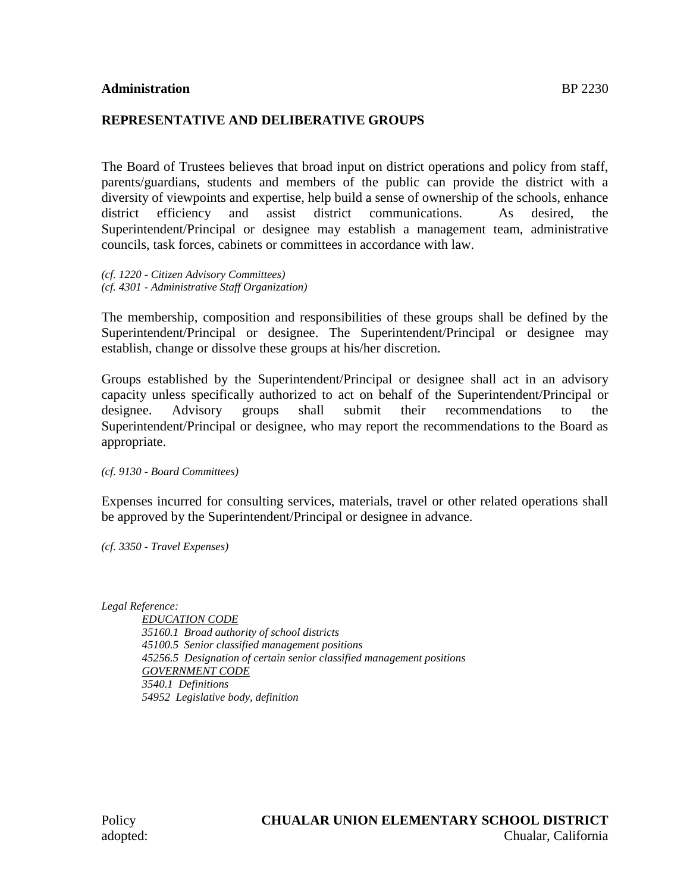**Administration** BP 2230

## REPRESENTATIVE AND DELIBERATIVE GROUPS

The Board of Trustees believes that broad input on district operations and policy from staff, parents/guardians, students and members of the public can provide the district with a diversity of viewpoints and expertise, help build a sense of ownership of the schools, enhance district efficiency and assist district communications. As desired, the Superintendent/Principal or designee may establish a management team, administrative councils, task forces, cabinets or committees in accordance with law.

*(cf. 1220 - Citizen Advisory Committees)*
*(cf. 4301 - Administrative Staff Organization)*

The membership, composition and responsibilities of these groups shall be defined by the Superintendent/Principal or designee. The Superintendent/Principal or designee may establish, change or dissolve these groups at his/her discretion.

Groups established by the Superintendent/Principal or designee shall act in an advisory capacity unless specifically authorized to act on behalf of the Superintendent/Principal or designee. Advisory groups shall submit their recommendations to the Superintendent/Principal or designee, who may report the recommendations to the Board as appropriate.

*(cf. 9130 - Board Committees)*

Expenses incurred for consulting services, materials, travel or other related operations shall be approved by the Superintendent/Principal or designee in advance.

*(cf. 3350 - Travel Expenses)*

*Legal Reference:*

*EDUCATION CODE*
*35160.1 Broad authority of school districts*
*45100.5 Senior classified management positions*
*45256.5 Designation of certain senior classified management positions*
*GOVERNMENT CODE*
*3540.1 Definitions*
*54952 Legislative body, definition*

Policy adopted:

**CHUALAR UNION ELEMENTARY SCHOOL DISTRICT**
Chualar, California